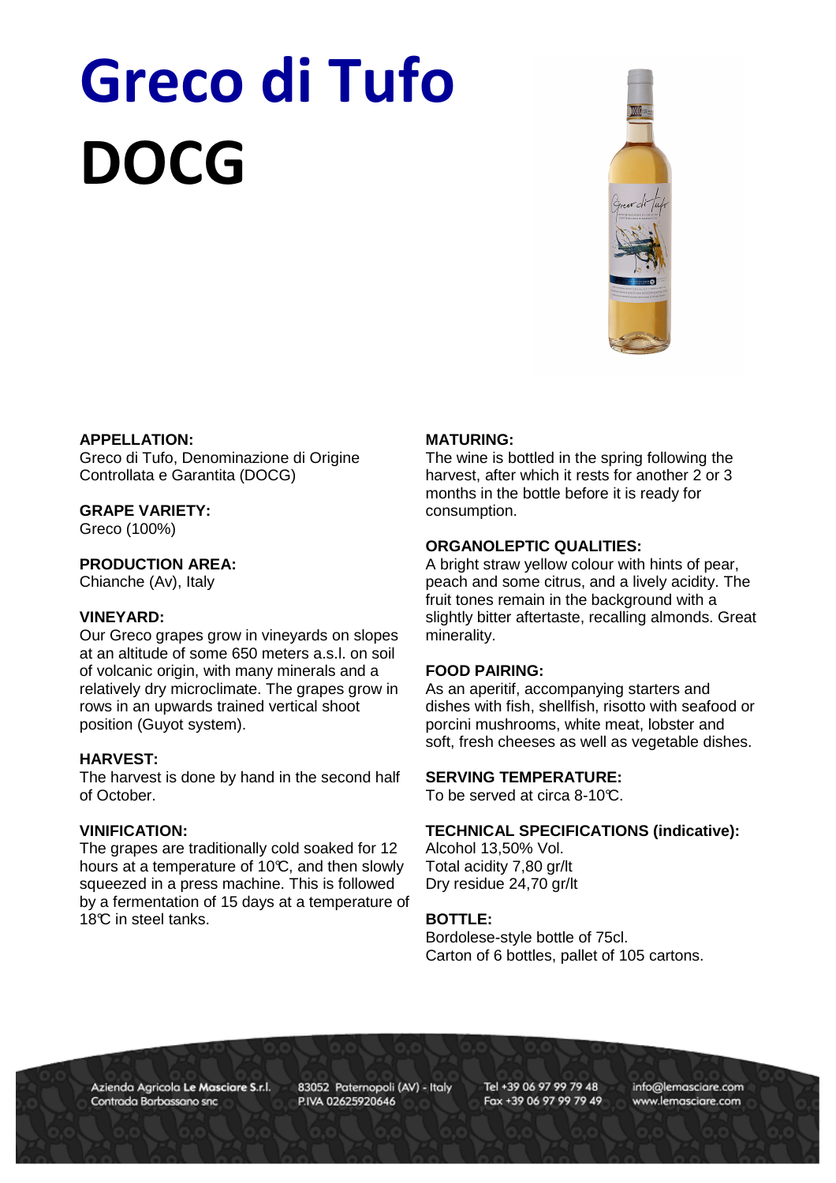# Greco di Tufo DOCG

**APPELLATION:**
Greco di Tufo, Denominazione di Origine Controllata e Garantita (DOCG)

**GRAPE VARIETY:**
Greco (100%)

**PRODUCTION AREA:**
Chianche (Av), Italy

**VINEYARD:**
Our Greco grapes grow in vineyards on slopes at an altitude of some 650 meters a.s.l. on soil of volcanic origin, with many minerals and a relatively dry microclimate. The grapes grow in rows in an upwards trained vertical shoot position (Guyot system).

**HARVEST:**
The harvest is done by hand in the second half of October.

**VINIFICATION:**
The grapes are traditionally cold soaked for 12 hours at a temperature of 10℃, and then slowly squeezed in a press machine. This is followed by a fermentation of 15 days at a temperature of 18℃ in steel tanks.

**MATURING:**
The wine is bottled in the spring following the harvest, after which it rests for another 2 or 3 months in the bottle before it is ready for consumption.

**ORGANOLEPTIC QUALITIES:**
A bright straw yellow colour with hints of pear, peach and some citrus, and a lively acidity. The fruit tones remain in the background with a slightly bitter aftertaste, recalling almonds. Great minerality.

**FOOD PAIRING:**
As an aperitif, accompanying starters and dishes with fish, shellfish, risotto with seafood or porcini mushrooms, white meat, lobster and soft, fresh cheeses as well as vegetable dishes.

**SERVING TEMPERATURE:**
To be served at circa 8-10℃.

**TECHNICAL SPECIFICATIONS (indicative):**
Alcohol 13,50% Vol.
Total acidity 7,80 gr/lt
Dry residue 24,70 gr/lt

**BOTTLE:**
Bordolese-style bottle of 75cl.
Carton of 6 bottles, pallet of 105 cartons.

Azienda Agricola **Le Masciare S.r.l.** Contrada Barbassano snc | 83052 Paternopoli (AV) - Italy P.IVA 02625920646 | Tel +39 06 97 99 79 48 Fax +39 06 97 99 79 49 | info@lemasciare.com www.lemasciare.com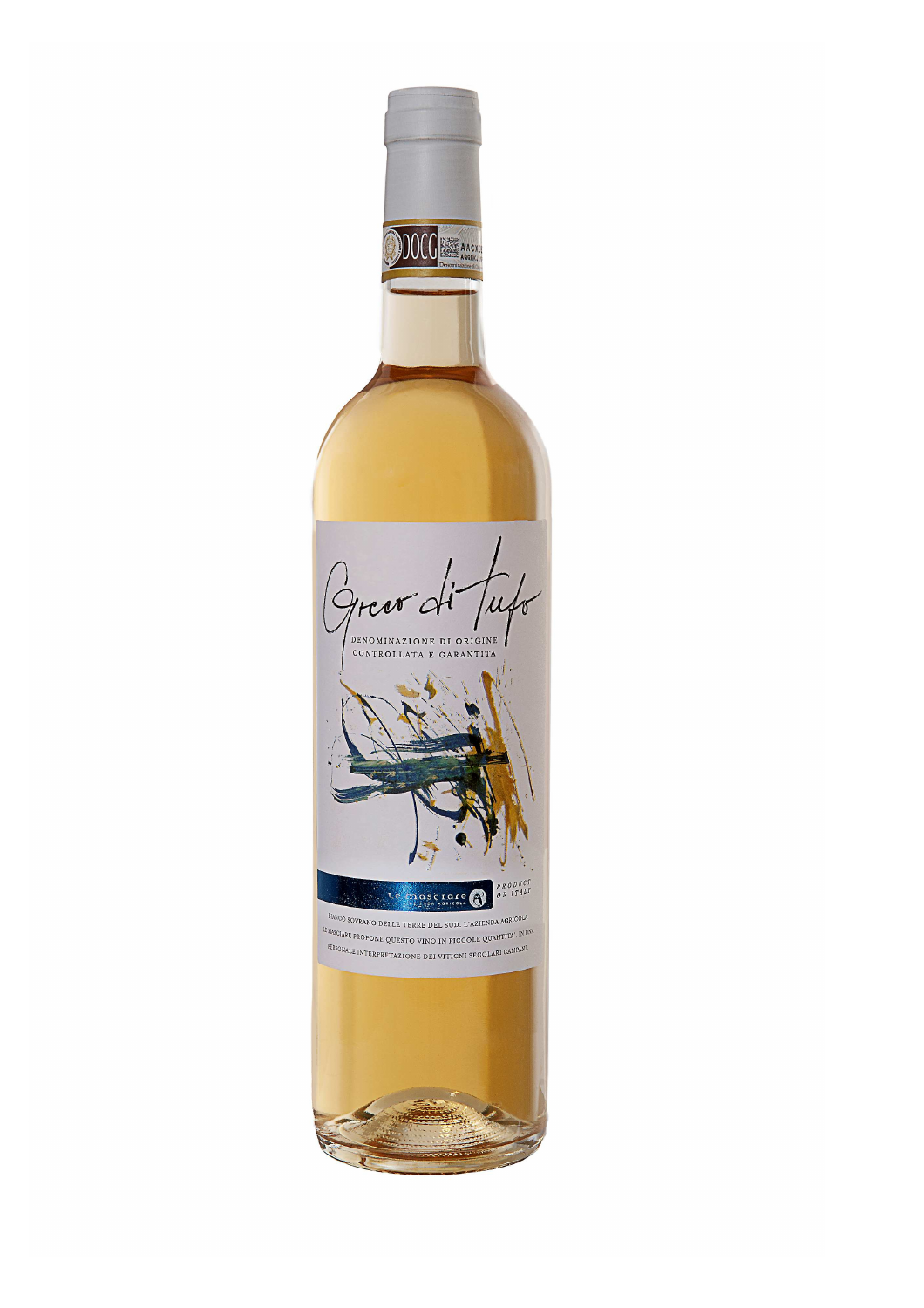DOCG

Greco di Tufo

DENOMINAZIONE DI ORIGINE
CONTROLLATA E GARANTITA

le masciare
AZIENDA AGRICOLA

PRODUCT OF ITALY

BIANCO SOVRANO DELLE TERRE DEL SUD. L'AZIENDA AGRICOLA LE MASCIARE PROPONE QUESTO VINO IN PICCOLE QUANTITA', IN UNA PERSONALE INTERPRETAZIONE DEI VITIGNI SECOLARI CAMPANI.